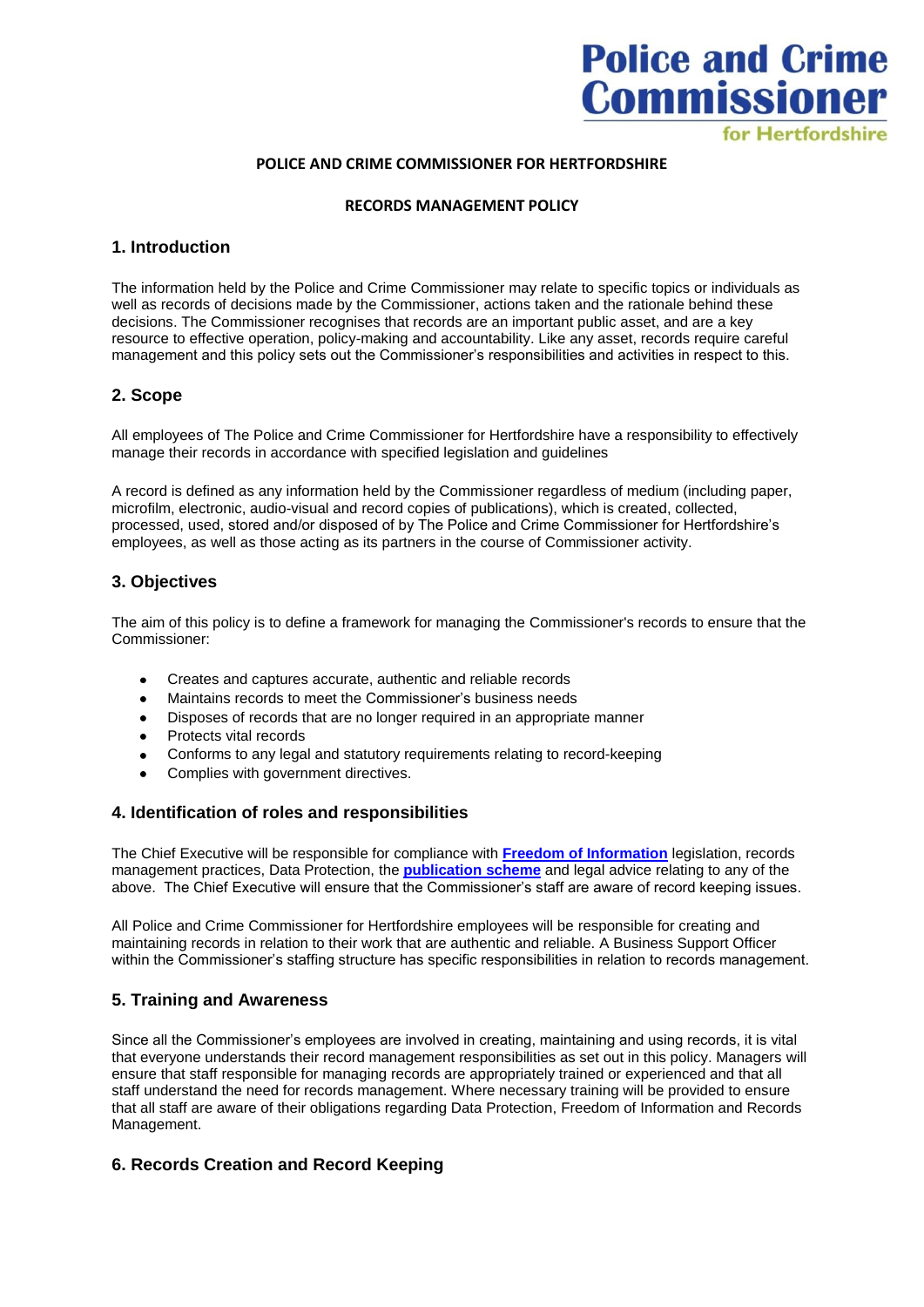Police and Crime Commissioner for Hertfordshire

**POLICE AND CRIME COMMISSIONER FOR HERTFORDSHIRE**

**RECORDS MANAGEMENT POLICY**

## 1. Introduction

The information held by the Police and Crime Commissioner may relate to specific topics or individuals as well as records of decisions made by the Commissioner, actions taken and the rationale behind these decisions. The Commissioner recognises that records are an important public asset, and are a key resource to effective operation, policy-making and accountability. Like any asset, records require careful management and this policy sets out the Commissioner's responsibilities and activities in respect to this.

## 2. Scope

All employees of The Police and Crime Commissioner for Hertfordshire have a responsibility to effectively manage their records in accordance with specified legislation and guidelines

A record is defined as any information held by the Commissioner regardless of medium (including paper, microfilm, electronic, audio-visual and record copies of publications), which is created, collected, processed, used, stored and/or disposed of by The Police and Crime Commissioner for Hertfordshire's employees, as well as those acting as its partners in the course of Commissioner activity.

## 3. Objectives

The aim of this policy is to define a framework for managing the Commissioner's records to ensure that the Commissioner:

- Creates and captures accurate, authentic and reliable records
- Maintains records to meet the Commissioner's business needs
- Disposes of records that are no longer required in an appropriate manner
- Protects vital records
- Conforms to any legal and statutory requirements relating to record-keeping
- Complies with government directives.

## 4. Identification of roles and responsibilities

The Chief Executive will be responsible for compliance with **Freedom of Information** legislation, records management practices, Data Protection, the **publication scheme** and legal advice relating to any of the above. The Chief Executive will ensure that the Commissioner's staff are aware of record keeping issues.

All Police and Crime Commissioner for Hertfordshire employees will be responsible for creating and maintaining records in relation to their work that are authentic and reliable. A Business Support Officer within the Commissioner's staffing structure has specific responsibilities in relation to records management.

## 5. Training and Awareness

Since all the Commissioner's employees are involved in creating, maintaining and using records, it is vital that everyone understands their record management responsibilities as set out in this policy. Managers will ensure that staff responsible for managing records are appropriately trained or experienced and that all staff understand the need for records management. Where necessary training will be provided to ensure that all staff are aware of their obligations regarding Data Protection, Freedom of Information and Records Management.

## 6. Records Creation and Record Keeping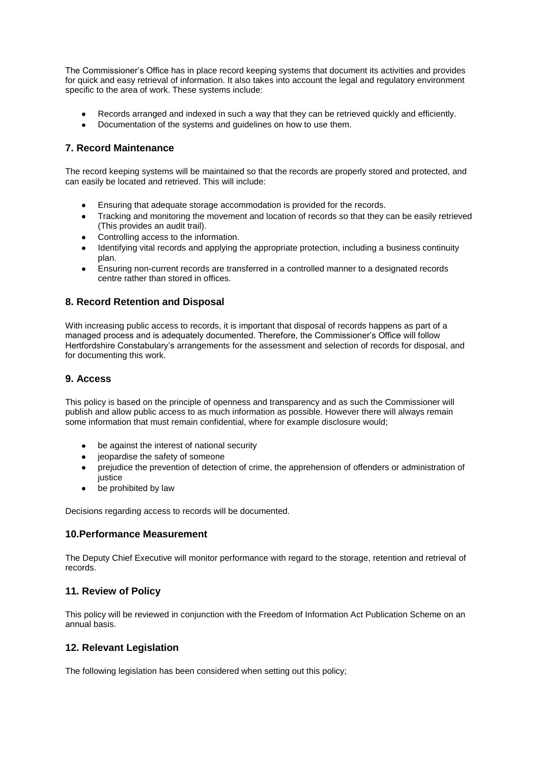The Commissioner's Office has in place record keeping systems that document its activities and provides for quick and easy retrieval of information. It also takes into account the legal and regulatory environment specific to the area of work. These systems include:

- Records arranged and indexed in such a way that they can be retrieved quickly and efficiently.
- Documentation of the systems and guidelines on how to use them.

## 7. Record Maintenance

The record keeping systems will be maintained so that the records are properly stored and protected, and can easily be located and retrieved. This will include:

- Ensuring that adequate storage accommodation is provided for the records.
- Tracking and monitoring the movement and location of records so that they can be easily retrieved (This provides an audit trail).
- Controlling access to the information.
- Identifying vital records and applying the appropriate protection, including a business continuity plan.
- Ensuring non-current records are transferred in a controlled manner to a designated records centre rather than stored in offices.

## 8. Record Retention and Disposal

With increasing public access to records, it is important that disposal of records happens as part of a managed process and is adequately documented. Therefore, the Commissioner's Office will follow Hertfordshire Constabulary's arrangements for the assessment and selection of records for disposal, and for documenting this work.

## 9. Access

This policy is based on the principle of openness and transparency and as such the Commissioner will publish and allow public access to as much information as possible. However there will always remain some information that must remain confidential, where for example disclosure would;

- be against the interest of national security
- jeopardise the safety of someone
- prejudice the prevention of detection of crime, the apprehension of offenders or administration of justice
- be prohibited by law

Decisions regarding access to records will be documented.

## 10.Performance Measurement

The Deputy Chief Executive will monitor performance with regard to the storage, retention and retrieval of records.

## 11. Review of Policy

This policy will be reviewed in conjunction with the Freedom of Information Act Publication Scheme on an annual basis.

## 12. Relevant Legislation

The following legislation has been considered when setting out this policy;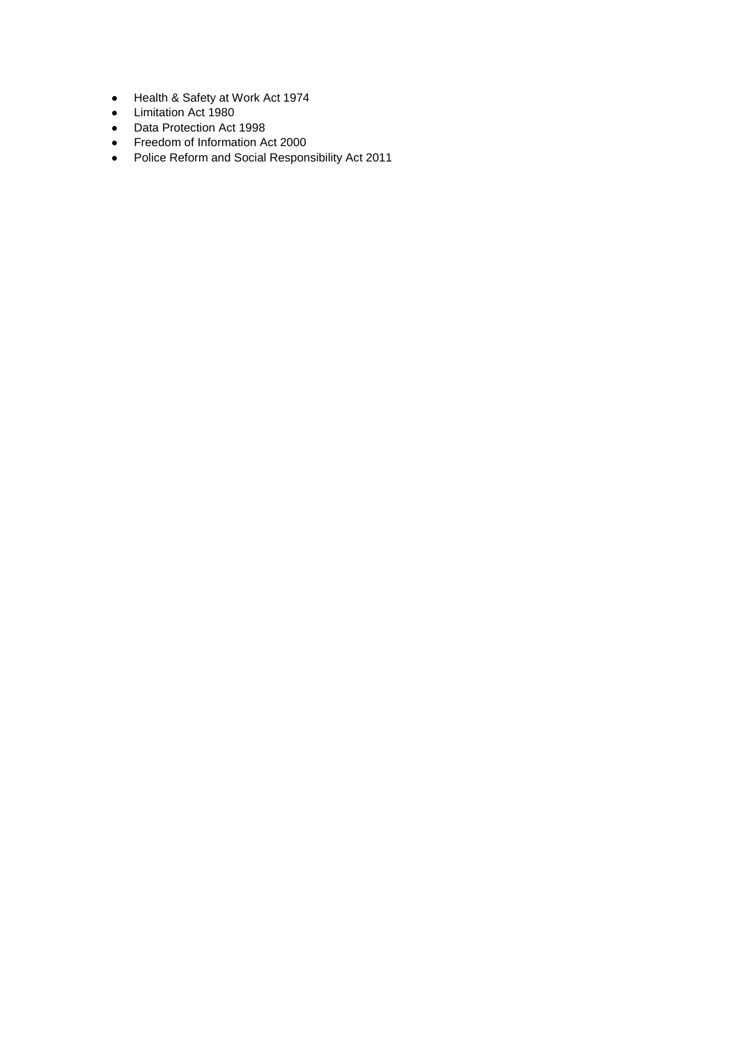- Health & Safety at Work Act 1974
- Limitation Act 1980
- Data Protection Act 1998
- Freedom of Information Act 2000
- Police Reform and Social Responsibility Act 2011